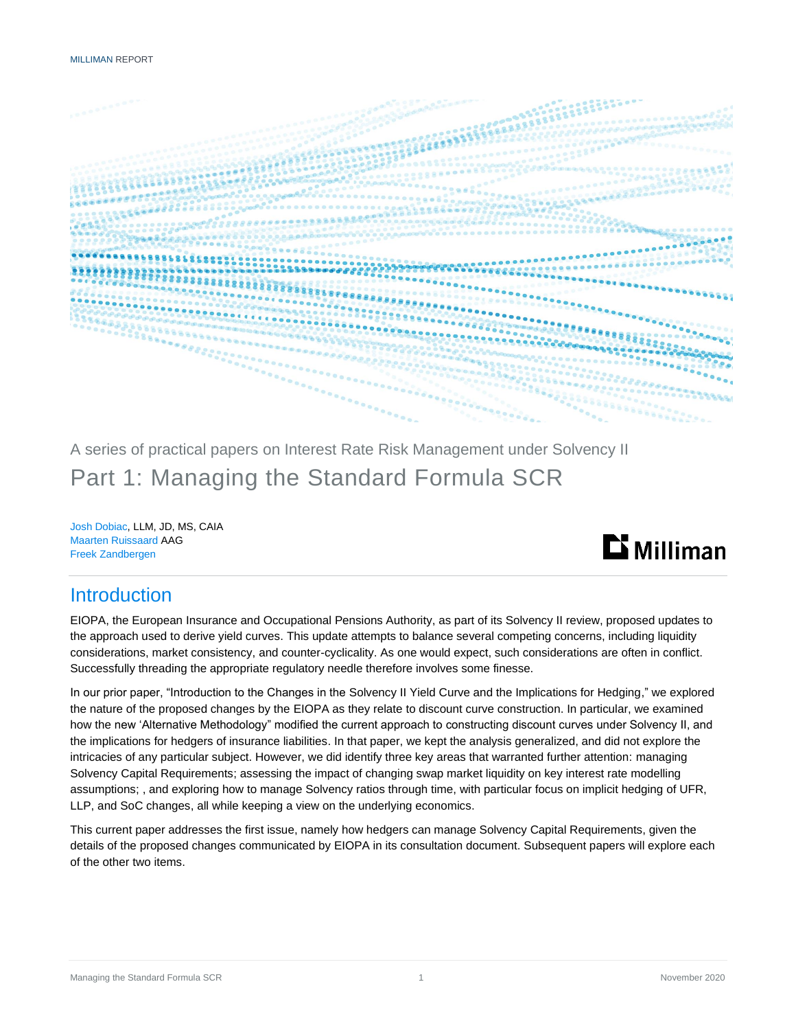MILLIMAN REPORT

A series of practical papers on Interest Rate Risk Management under Solvency II

# Part 1: Managing the Standard Formula SCR

Josh Dobiac, LLM, JD, MS, CAIA
Maarten Ruissaard AAG
Freek Zandbergen

## Introduction

EIOPA, the European Insurance and Occupational Pensions Authority, as part of its Solvency II review, proposed updates to the approach used to derive yield curves. This update attempts to balance several competing concerns, including liquidity considerations, market consistency, and counter-cyclicality. As one would expect, such considerations are often in conflict. Successfully threading the appropriate regulatory needle therefore involves some finesse.

In our prior paper, "Introduction to the Changes in the Solvency II Yield Curve and the Implications for Hedging," we explored the nature of the proposed changes by the EIOPA as they relate to discount curve construction. In particular, we examined how the new 'Alternative Methodology" modified the current approach to constructing discount curves under Solvency II, and the implications for hedgers of insurance liabilities. In that paper, we kept the analysis generalized, and did not explore the intricacies of any particular subject. However, we did identify three key areas that warranted further attention: managing Solvency Capital Requirements; assessing the impact of changing swap market liquidity on key interest rate modelling assumptions; , and exploring how to manage Solvency ratios through time, with particular focus on implicit hedging of UFR, LLP, and SoC changes, all while keeping a view on the underlying economics.

This current paper addresses the first issue, namely how hedgers can manage Solvency Capital Requirements, given the details of the proposed changes communicated by EIOPA in its consultation document. Subsequent papers will explore each of the other two items.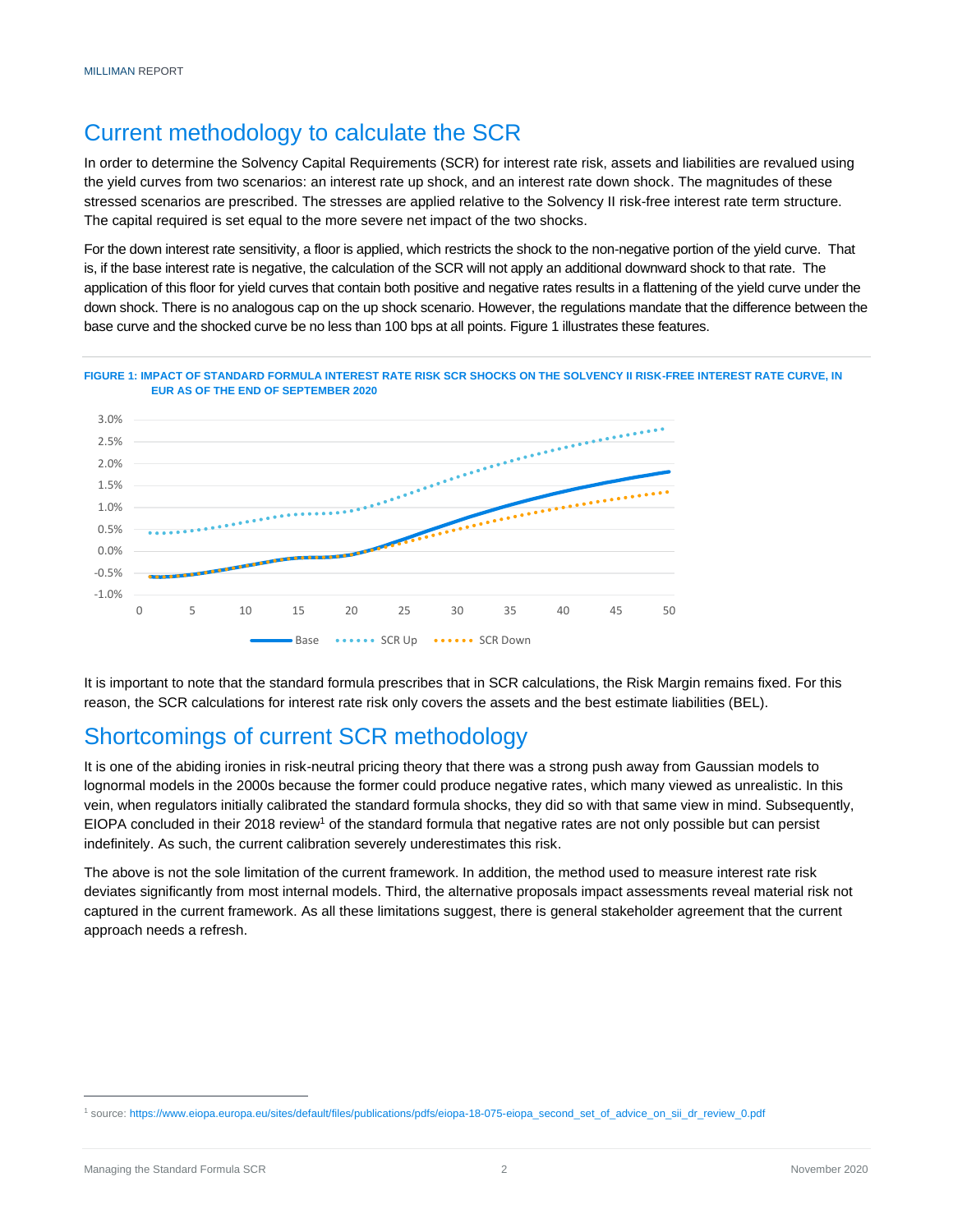## Current methodology to calculate the SCR

In order to determine the Solvency Capital Requirements (SCR) for interest rate risk, assets and liabilities are revalued using the yield curves from two scenarios: an interest rate up shock, and an interest rate down shock. The magnitudes of these stressed scenarios are prescribed. The stresses are applied relative to the Solvency II risk-free interest rate term structure. The capital required is set equal to the more severe net impact of the two shocks.

For the down interest rate sensitivity, a floor is applied, which restricts the shock to the non-negative portion of the yield curve. That is, if the base interest rate is negative, the calculation of the SCR will not apply an additional downward shock to that rate. The application of this floor for yield curves that contain both positive and negative rates results in a flattening of the yield curve under the down shock. There is no analogous cap on the up shock scenario. However, the regulations mandate that the difference between the base curve and the shocked curve be no less than 100 bps at all points. Figure 1 illustrates these features.

FIGURE 1: IMPACT OF STANDARD FORMULA INTEREST RATE RISK SCR SHOCKS ON THE SOLVENCY II RISK-FREE INTEREST RATE CURVE, IN EUR AS OF THE END OF SEPTEMBER 2020

It is important to note that the standard formula prescribes that in SCR calculations, the Risk Margin remains fixed. For this reason, the SCR calculations for interest rate risk only covers the assets and the best estimate liabilities (BEL).

## Shortcomings of current SCR methodology

It is one of the abiding ironies in risk-neutral pricing theory that there was a strong push away from Gaussian models to lognormal models in the 2000s because the former could produce negative rates, which many viewed as unrealistic. In this vein, when regulators initially calibrated the standard formula shocks, they did so with that same view in mind. Subsequently, EIOPA concluded in their 2018 review[1] of the standard formula that negative rates are not only possible but can persist indefinitely. As such, the current calibration severely underestimates this risk.

The above is not the sole limitation of the current framework. In addition, the method used to measure interest rate risk deviates significantly from most internal models. Third, the alternative proposals impact assessments reveal material risk not captured in the current framework. As all these limitations suggest, there is general stakeholder agreement that the current approach needs a refresh.

[1] source: https://www.eiopa.europa.eu/sites/default/files/publications/pdfs/eiopa-18-075-eiopa_second_set_of_advice_on_sii_dr_review_0.pdf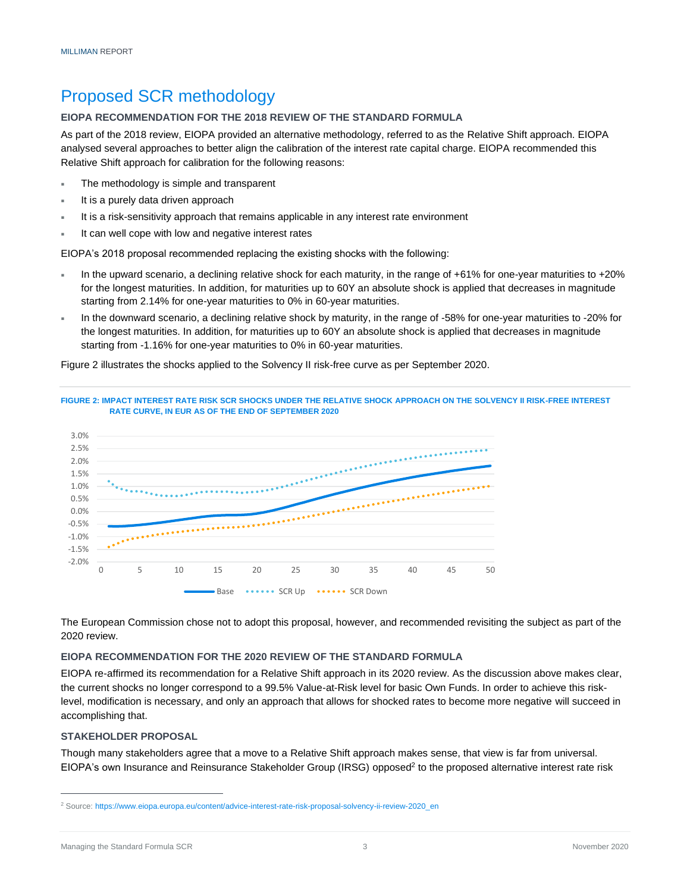# Proposed SCR methodology

### EIOPA RECOMMENDATION FOR THE 2018 REVIEW OF THE STANDARD FORMULA

As part of the 2018 review, EIOPA provided an alternative methodology, referred to as the Relative Shift approach. EIOPA analysed several approaches to better align the calibration of the interest rate capital charge. EIOPA recommended this Relative Shift approach for calibration for the following reasons:

- The methodology is simple and transparent
- It is a purely data driven approach
- It is a risk-sensitivity approach that remains applicable in any interest rate environment
- It can well cope with low and negative interest rates

EIOPA's 2018 proposal recommended replacing the existing shocks with the following:

- In the upward scenario, a declining relative shock for each maturity, in the range of +61% for one-year maturities to +20% for the longest maturities. In addition, for maturities up to 60Y an absolute shock is applied that decreases in magnitude starting from 2.14% for one-year maturities to 0% in 60-year maturities.
- In the downward scenario, a declining relative shock by maturity, in the range of -58% for one-year maturities to -20% for the longest maturities. In addition, for maturities up to 60Y an absolute shock is applied that decreases in magnitude starting from -1.16% for one-year maturities to 0% in 60-year maturities.

Figure 2 illustrates the shocks applied to the Solvency II risk-free curve as per September 2020.

FIGURE 2: IMPACT INTEREST RATE RISK SCR SHOCKS UNDER THE RELATIVE SHOCK APPROACH ON THE SOLVENCY II RISK-FREE INTEREST RATE CURVE, IN EUR AS OF THE END OF SEPTEMBER 2020

The European Commission chose not to adopt this proposal, however, and recommended revisiting the subject as part of the 2020 review.

### EIOPA RECOMMENDATION FOR THE 2020 REVIEW OF THE STANDARD FORMULA

EIOPA re-affirmed its recommendation for a Relative Shift approach in its 2020 review. As the discussion above makes clear, the current shocks no longer correspond to a 99.5% Value-at-Risk level for basic Own Funds. In order to achieve this risk-level, modification is necessary, and only an approach that allows for shocked rates to become more negative will succeed in accomplishing that.

### STAKEHOLDER PROPOSAL

Though many stakeholders agree that a move to a Relative Shift approach makes sense, that view is far from universal. EIOPA's own Insurance and Reinsurance Stakeholder Group (IRSG) opposed[2] to the proposed alternative interest rate risk

[2] Source: https://www.eiopa.europa.eu/content/advice-interest-rate-risk-proposal-solvency-ii-review-2020_en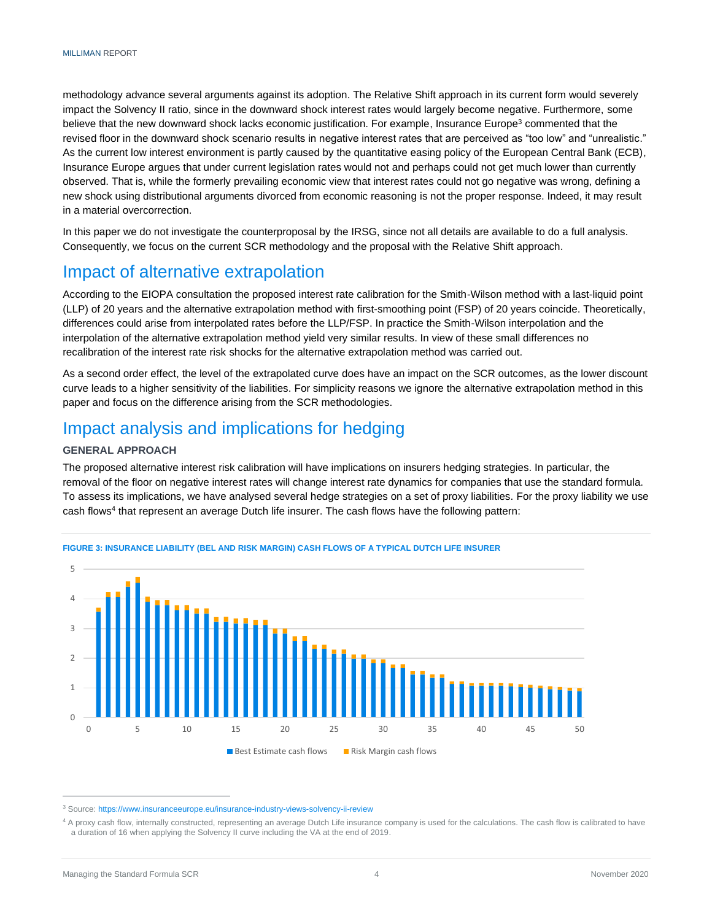methodology advance several arguments against its adoption. The Relative Shift approach in its current form would severely impact the Solvency II ratio, since in the downward shock interest rates would largely become negative. Furthermore, some believe that the new downward shock lacks economic justification. For example, Insurance Europe[3] commented that the revised floor in the downward shock scenario results in negative interest rates that are perceived as "too low" and "unrealistic." As the current low interest environment is partly caused by the quantitative easing policy of the European Central Bank (ECB), Insurance Europe argues that under current legislation rates would not and perhaps could not get much lower than currently observed. That is, while the formerly prevailing economic view that interest rates could not go negative was wrong, defining a new shock using distributional arguments divorced from economic reasoning is not the proper response. Indeed, it may result in a material overcorrection.

In this paper we do not investigate the counterproposal by the IRSG, since not all details are available to do a full analysis. Consequently, we focus on the current SCR methodology and the proposal with the Relative Shift approach.

## Impact of alternative extrapolation

According to the EIOPA consultation the proposed interest rate calibration for the Smith-Wilson method with a last-liquid point (LLP) of 20 years and the alternative extrapolation method with first-smoothing point (FSP) of 20 years coincide. Theoretically, differences could arise from interpolated rates before the LLP/FSP. In practice the Smith-Wilson interpolation and the interpolation of the alternative extrapolation method yield very similar results. In view of these small differences no recalibration of the interest rate risk shocks for the alternative extrapolation method was carried out.

As a second order effect, the level of the extrapolated curve does have an impact on the SCR outcomes, as the lower discount curve leads to a higher sensitivity of the liabilities. For simplicity reasons we ignore the alternative extrapolation method in this paper and focus on the difference arising from the SCR methodologies.

## Impact analysis and implications for hedging

### GENERAL APPROACH

The proposed alternative interest risk calibration will have implications on insurers hedging strategies. In particular, the removal of the floor on negative interest rates will change interest rate dynamics for companies that use the standard formula. To assess its implications, we have analysed several hedge strategies on a set of proxy liabilities. For the proxy liability we use cash flows[4] that represent an average Dutch life insurer. The cash flows have the following pattern:

FIGURE 3: INSURANCE LIABILITY (BEL AND RISK MARGIN) CASH FLOWS OF A TYPICAL DUTCH LIFE INSURER

[3] Source: https://www.insuranceeurope.eu/insurance-industry-views-solvency-ii-review

[4] A proxy cash flow, internally constructed, representing an average Dutch Life insurance company is used for the calculations. The cash flow is calibrated to have a duration of 16 when applying the Solvency II curve including the VA at the end of 2019.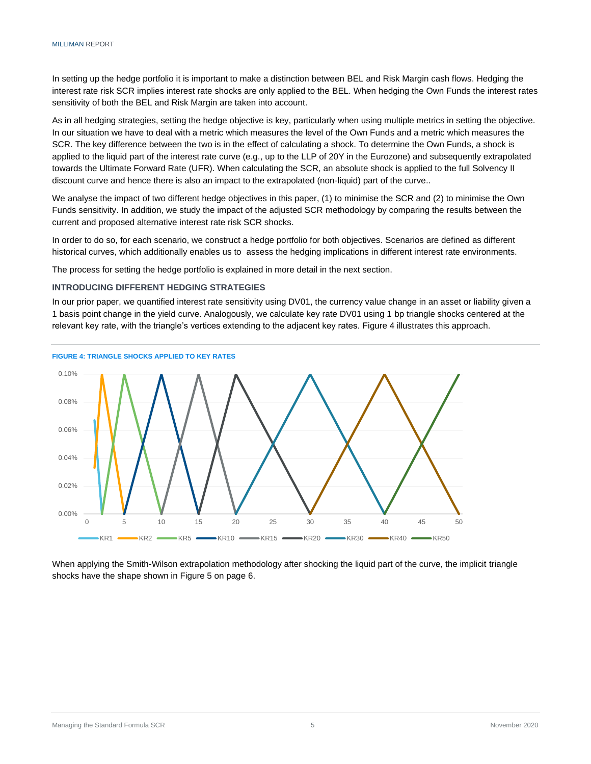In setting up the hedge portfolio it is important to make a distinction between BEL and Risk Margin cash flows. Hedging the interest rate risk SCR implies interest rate shocks are only applied to the BEL. When hedging the Own Funds the interest rates sensitivity of both the BEL and Risk Margin are taken into account.

As in all hedging strategies, setting the hedge objective is key, particularly when using multiple metrics in setting the objective. In our situation we have to deal with a metric which measures the level of the Own Funds and a metric which measures the SCR. The key difference between the two is in the effect of calculating a shock. To determine the Own Funds, a shock is applied to the liquid part of the interest rate curve (e.g., up to the LLP of 20Y in the Eurozone) and subsequently extrapolated towards the Ultimate Forward Rate (UFR). When calculating the SCR, an absolute shock is applied to the full Solvency II discount curve and hence there is also an impact to the extrapolated (non-liquid) part of the curve..

We analyse the impact of two different hedge objectives in this paper, (1) to minimise the SCR and (2) to minimise the Own Funds sensitivity. In addition, we study the impact of the adjusted SCR methodology by comparing the results between the current and proposed alternative interest rate risk SCR shocks.

In order to do so, for each scenario, we construct a hedge portfolio for both objectives. Scenarios are defined as different historical curves, which additionally enables us to assess the hedging implications in different interest rate environments.

The process for setting the hedge portfolio is explained in more detail in the next section.

### INTRODUCING DIFFERENT HEDGING STRATEGIES

In our prior paper, we quantified interest rate sensitivity using DV01, the currency value change in an asset or liability given a 1 basis point change in the yield curve. Analogously, we calculate key rate DV01 using 1 bp triangle shocks centered at the relevant key rate, with the triangle's vertices extending to the adjacent key rates. Figure 4 illustrates this approach.

**FIGURE 4: TRIANGLE SHOCKS APPLIED TO KEY RATES**

When applying the Smith-Wilson extrapolation methodology after shocking the liquid part of the curve, the implicit triangle shocks have the shape shown in Figure 5 on page 6.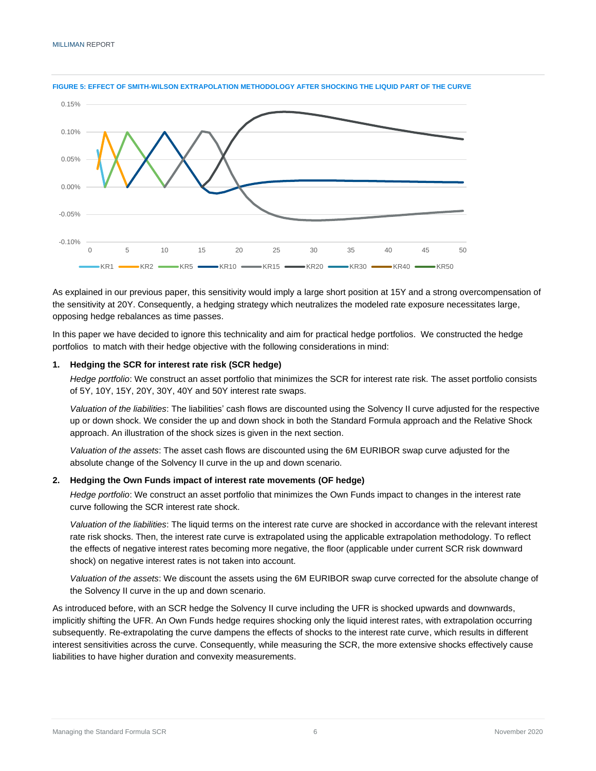**FIGURE 5: EFFECT OF SMITH-WILSON EXTRAPOLATION METHODOLOGY AFTER SHOCKING THE LIQUID PART OF THE CURVE**

As explained in our previous paper, this sensitivity would imply a large short position at 15Y and a strong overcompensation of the sensitivity at 20Y. Consequently, a hedging strategy which neutralizes the modeled rate exposure necessitates large, opposing hedge rebalances as time passes.

In this paper we have decided to ignore this technicality and aim for practical hedge portfolios. We constructed the hedge portfolios to match with their hedge objective with the following considerations in mind:

1. **Hedging the SCR for interest rate risk (SCR hedge)**

   *Hedge portfolio*: We construct an asset portfolio that minimizes the SCR for interest rate risk. The asset portfolio consists of 5Y, 10Y, 15Y, 20Y, 30Y, 40Y and 50Y interest rate swaps.

   *Valuation of the liabilities*: The liabilities' cash flows are discounted using the Solvency II curve adjusted for the respective up or down shock. We consider the up and down shock in both the Standard Formula approach and the Relative Shock approach. An illustration of the shock sizes is given in the next section.

   *Valuation of the assets*: The asset cash flows are discounted using the 6M EURIBOR swap curve adjusted for the absolute change of the Solvency II curve in the up and down scenario.

2. **Hedging the Own Funds impact of interest rate movements (OF hedge)**

   *Hedge portfolio*: We construct an asset portfolio that minimizes the Own Funds impact to changes in the interest rate curve following the SCR interest rate shock.

   *Valuation of the liabilities*: The liquid terms on the interest rate curve are shocked in accordance with the relevant interest rate risk shocks. Then, the interest rate curve is extrapolated using the applicable extrapolation methodology. To reflect the effects of negative interest rates becoming more negative, the floor (applicable under current SCR risk downward shock) on negative interest rates is not taken into account.

   *Valuation of the assets*: We discount the assets using the 6M EURIBOR swap curve corrected for the absolute change of the Solvency II curve in the up and down scenario.

As introduced before, with an SCR hedge the Solvency II curve including the UFR is shocked upwards and downwards, implicitly shifting the UFR. An Own Funds hedge requires shocking only the liquid interest rates, with extrapolation occurring subsequently. Re-extrapolating the curve dampens the effects of shocks to the interest rate curve, which results in different interest sensitivities across the curve. Consequently, while measuring the SCR, the more extensive shocks effectively cause liabilities to have higher duration and convexity measurements.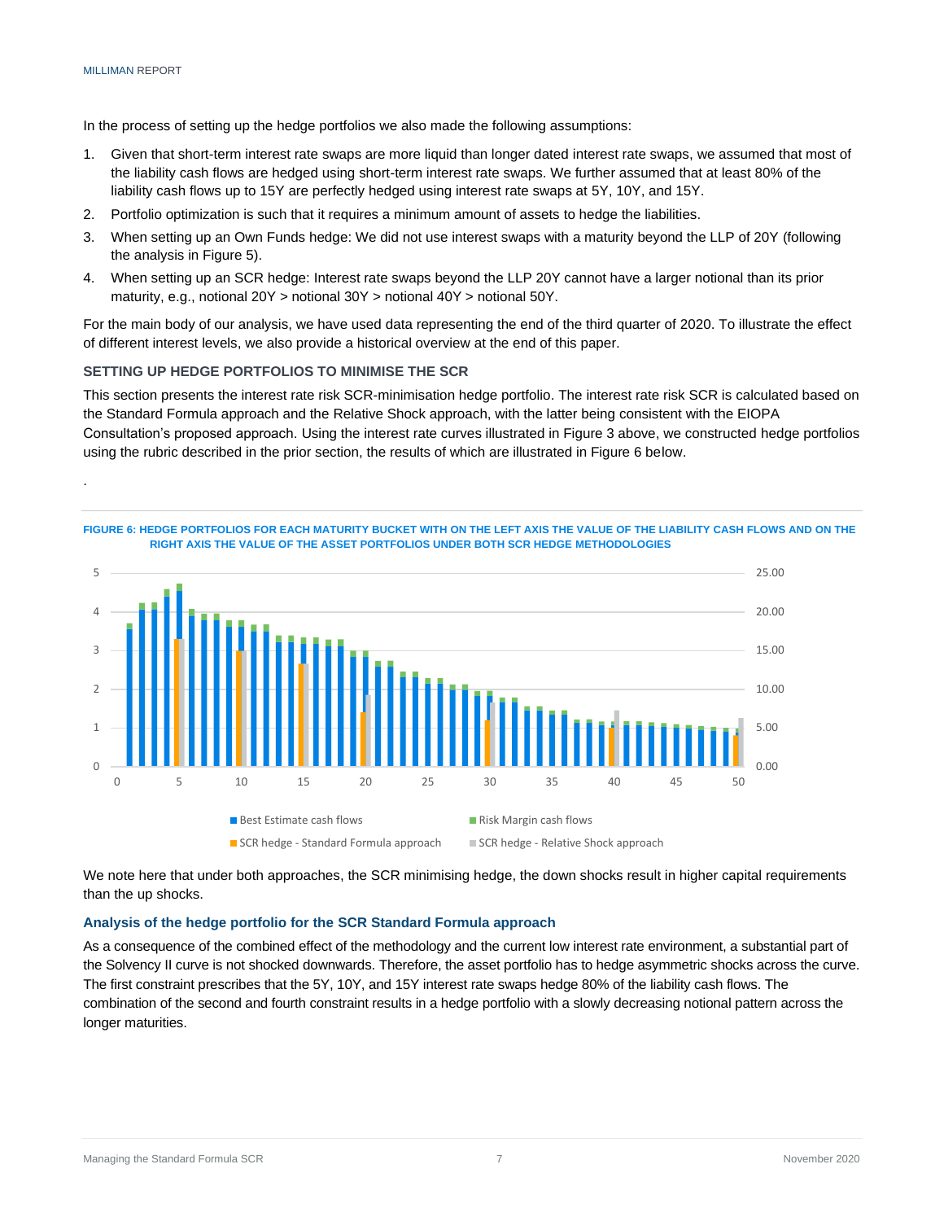In the process of setting up the hedge portfolios we also made the following assumptions:

1. Given that short-term interest rate swaps are more liquid than longer dated interest rate swaps, we assumed that most of the liability cash flows are hedged using short-term interest rate swaps. We further assumed that at least 80% of the liability cash flows up to 15Y are perfectly hedged using interest rate swaps at 5Y, 10Y, and 15Y.
2. Portfolio optimization is such that it requires a minimum amount of assets to hedge the liabilities.
3. When setting up an Own Funds hedge: We did not use interest swaps with a maturity beyond the LLP of 20Y (following the analysis in Figure 5).
4. When setting up an SCR hedge: Interest rate swaps beyond the LLP 20Y cannot have a larger notional than its prior maturity, e.g., notional 20Y > notional 30Y > notional 40Y > notional 50Y.

For the main body of our analysis, we have used data representing the end of the third quarter of 2020. To illustrate the effect of different interest levels, we also provide a historical overview at the end of this paper.

### SETTING UP HEDGE PORTFOLIOS TO MINIMISE THE SCR

This section presents the interest rate risk SCR-minimisation hedge portfolio. The interest rate risk SCR is calculated based on the Standard Formula approach and the Relative Shock approach, with the latter being consistent with the EIOPA Consultation's proposed approach. Using the interest rate curves illustrated in Figure 3 above, we constructed hedge portfolios using the rubric described in the prior section, the results of which are illustrated in Figure 6 below.

.

FIGURE 6: HEDGE PORTFOLIOS FOR EACH MATURITY BUCKET WITH ON THE LEFT AXIS THE VALUE OF THE LIABILITY CASH FLOWS AND ON THE RIGHT AXIS THE VALUE OF THE ASSET PORTFOLIOS UNDER BOTH SCR HEDGE METHODOLOGIES

We note here that under both approaches, the SCR minimising hedge, the down shocks result in higher capital requirements than the up shocks.

### Analysis of the hedge portfolio for the SCR Standard Formula approach

As a consequence of the combined effect of the methodology and the current low interest rate environment, a substantial part of the Solvency II curve is not shocked downwards. Therefore, the asset portfolio has to hedge asymmetric shocks across the curve. The first constraint prescribes that the 5Y, 10Y, and 15Y interest rate swaps hedge 80% of the liability cash flows. The combination of the second and fourth constraint results in a hedge portfolio with a slowly decreasing notional pattern across the longer maturities.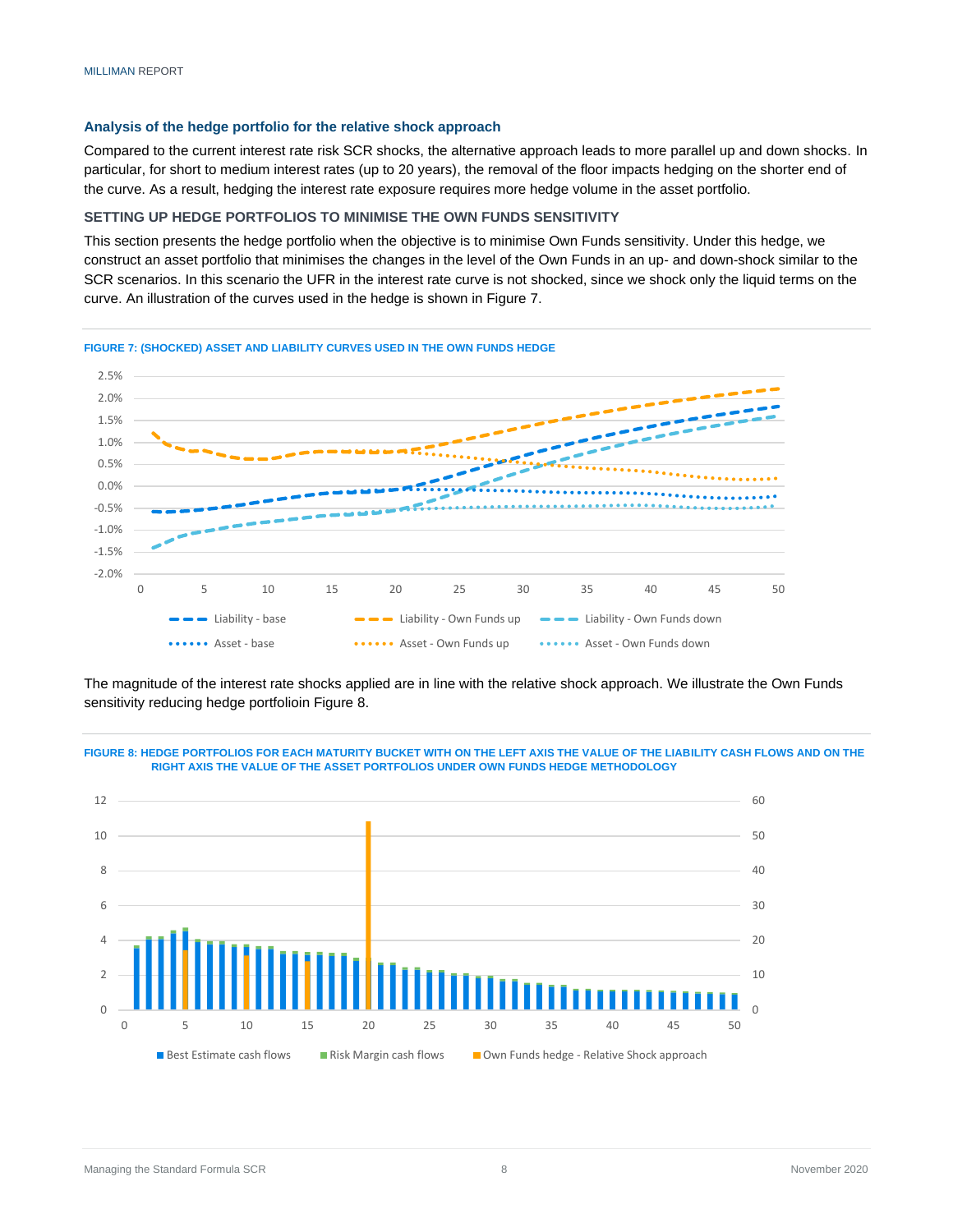### Analysis of the hedge portfolio for the relative shock approach

Compared to the current interest rate risk SCR shocks, the alternative approach leads to more parallel up and down shocks. In particular, for short to medium interest rates (up to 20 years), the removal of the floor impacts hedging on the shorter end of the curve. As a result, hedging the interest rate exposure requires more hedge volume in the asset portfolio.

#### SETTING UP HEDGE PORTFOLIOS TO MINIMISE THE OWN FUNDS SENSITIVITY

This section presents the hedge portfolio when the objective is to minimise Own Funds sensitivity. Under this hedge, we construct an asset portfolio that minimises the changes in the level of the Own Funds in an up- and down-shock similar to the SCR scenarios. In this scenario the UFR in the interest rate curve is not shocked, since we shock only the liquid terms on the curve. An illustration of the curves used in the hedge is shown in Figure 7.

FIGURE 7: (SHOCKED) ASSET AND LIABILITY CURVES USED IN THE OWN FUNDS HEDGE

The magnitude of the interest rate shocks applied are in line with the relative shock approach. We illustrate the Own Funds sensitivity reducing hedge portfolioin Figure 8.

FIGURE 8: HEDGE PORTFOLIOS FOR EACH MATURITY BUCKET WITH ON THE LEFT AXIS THE VALUE OF THE LIABILITY CASH FLOWS AND ON THE RIGHT AXIS THE VALUE OF THE ASSET PORTFOLIOS UNDER OWN FUNDS HEDGE METHODOLOGY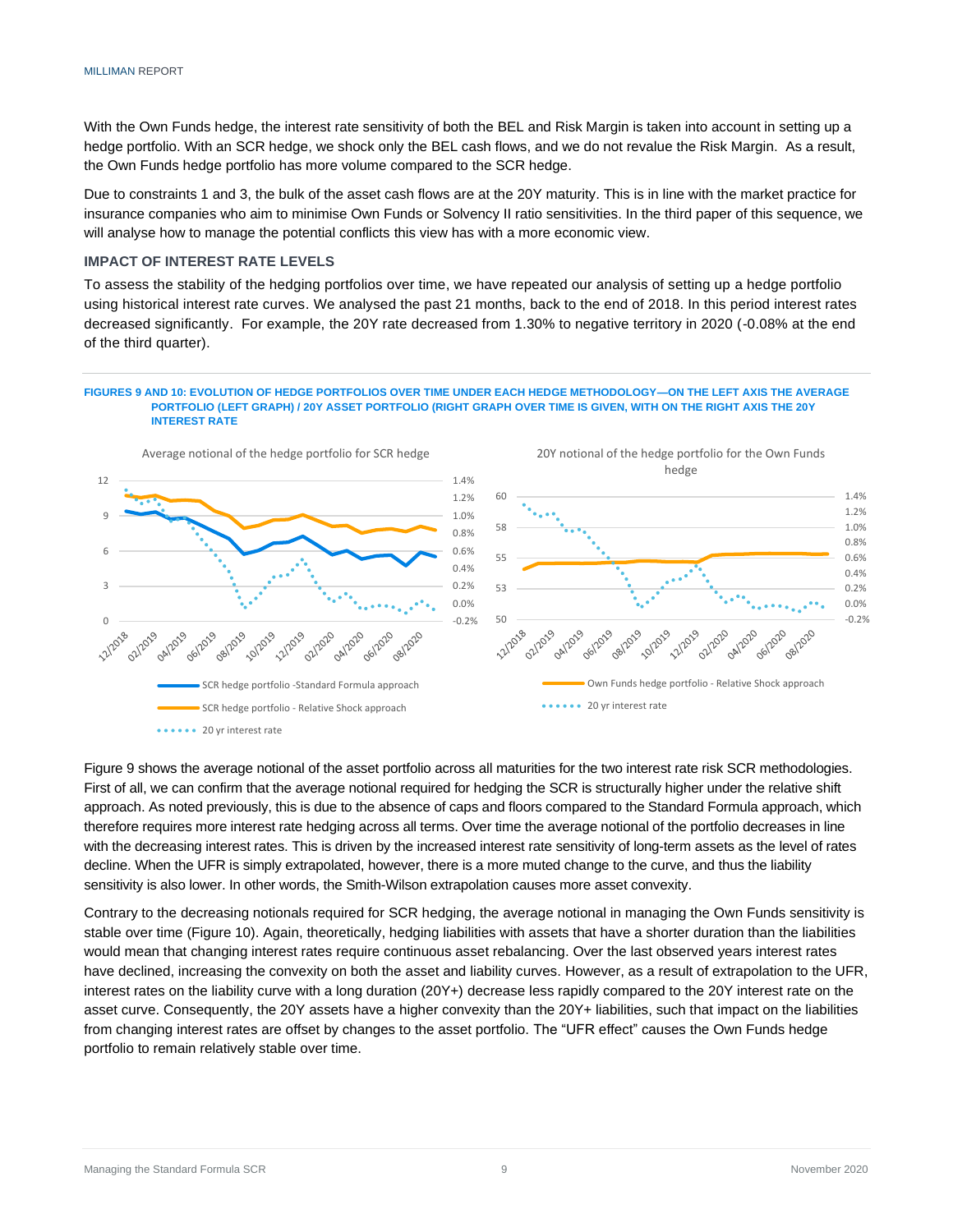With the Own Funds hedge, the interest rate sensitivity of both the BEL and Risk Margin is taken into account in setting up a hedge portfolio. With an SCR hedge, we shock only the BEL cash flows, and we do not revalue the Risk Margin. As a result, the Own Funds hedge portfolio has more volume compared to the SCR hedge.

Due to constraints 1 and 3, the bulk of the asset cash flows are at the 20Y maturity. This is in line with the market practice for insurance companies who aim to minimise Own Funds or Solvency II ratio sensitivities. In the third paper of this sequence, we will analyse how to manage the potential conflicts this view has with a more economic view.

### IMPACT OF INTEREST RATE LEVELS

To assess the stability of the hedging portfolios over time, we have repeated our analysis of setting up a hedge portfolio using historical interest rate curves. We analysed the past 21 months, back to the end of 2018. In this period interest rates decreased significantly. For example, the 20Y rate decreased from 1.30% to negative territory in 2020 (-0.08% at the end of the third quarter).

**FIGURES 9 AND 10: EVOLUTION OF HEDGE PORTFOLIOS OVER TIME UNDER EACH HEDGE METHODOLOGY—ON THE LEFT AXIS THE AVERAGE PORTFOLIO (LEFT GRAPH) / 20Y ASSET PORTFOLIO (RIGHT GRAPH OVER TIME IS GIVEN, WITH ON THE RIGHT AXIS THE 20Y INTEREST RATE**

Average notional of the hedge portfolio for SCR hedge

20Y notional of the hedge portfolio for the Own Funds hedge

Figure 9 shows the average notional of the asset portfolio across all maturities for the two interest rate risk SCR methodologies. First of all, we can confirm that the average notional required for hedging the SCR is structurally higher under the relative shift approach. As noted previously, this is due to the absence of caps and floors compared to the Standard Formula approach, which therefore requires more interest rate hedging across all terms. Over time the average notional of the portfolio decreases in line with the decreasing interest rates. This is driven by the increased interest rate sensitivity of long-term assets as the level of rates decline. When the UFR is simply extrapolated, however, there is a more muted change to the curve, and thus the liability sensitivity is also lower. In other words, the Smith-Wilson extrapolation causes more asset convexity.

Contrary to the decreasing notionals required for SCR hedging, the average notional in managing the Own Funds sensitivity is stable over time (Figure 10). Again, theoretically, hedging liabilities with assets that have a shorter duration than the liabilities would mean that changing interest rates require continuous asset rebalancing. Over the last observed years interest rates have declined, increasing the convexity on both the asset and liability curves. However, as a result of extrapolation to the UFR, interest rates on the liability curve with a long duration (20Y+) decrease less rapidly compared to the 20Y interest rate on the asset curve. Consequently, the 20Y assets have a higher convexity than the 20Y+ liabilities, such that impact on the liabilities from changing interest rates are offset by changes to the asset portfolio. The "UFR effect" causes the Own Funds hedge portfolio to remain relatively stable over time.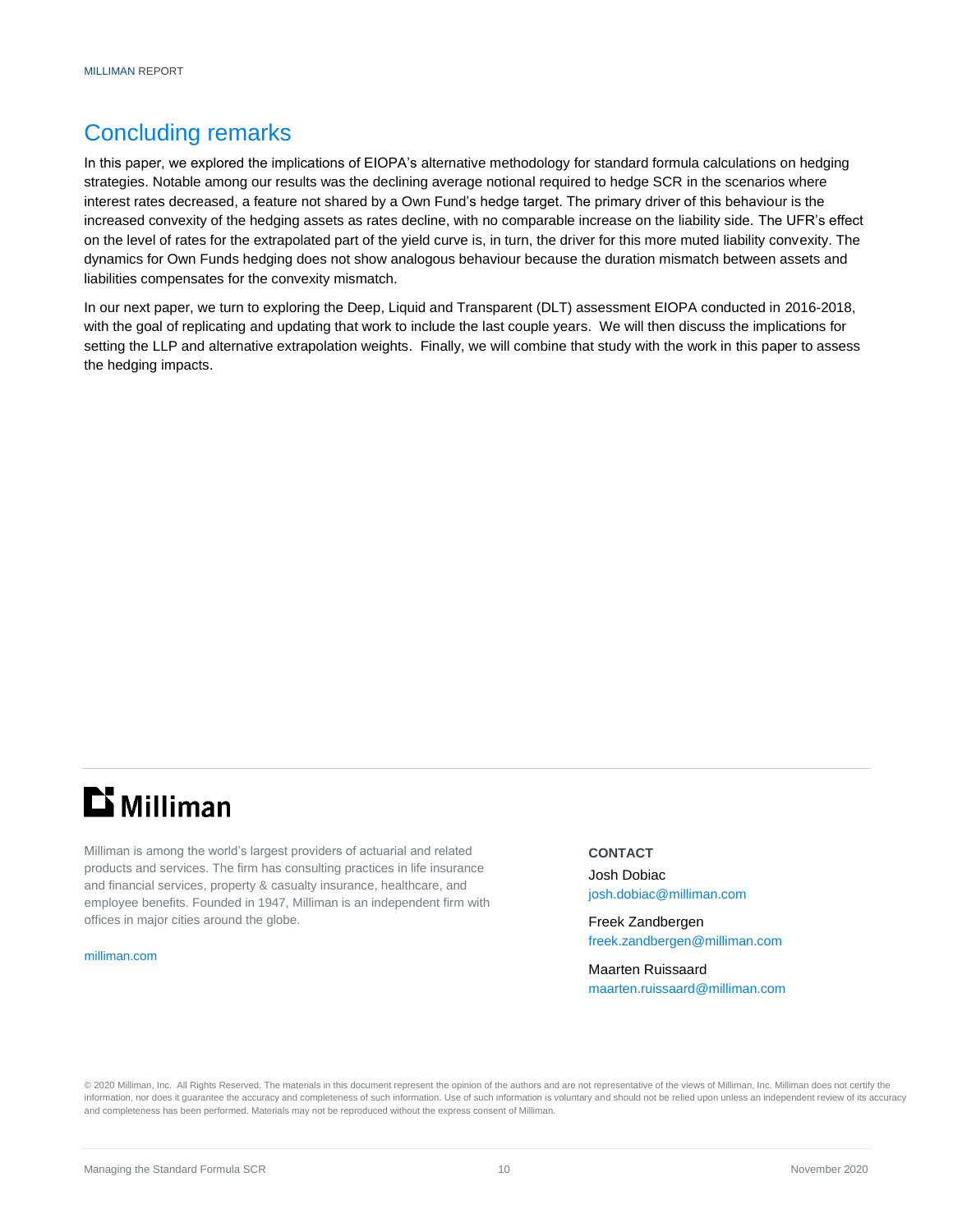## Concluding remarks

In this paper, we explored the implications of EIOPA's alternative methodology for standard formula calculations on hedging strategies. Notable among our results was the declining average notional required to hedge SCR in the scenarios where interest rates decreased, a feature not shared by a Own Fund's hedge target. The primary driver of this behaviour is the increased convexity of the hedging assets as rates decline, with no comparable increase on the liability side. The UFR's effect on the level of rates for the extrapolated part of the yield curve is, in turn, the driver for this more muted liability convexity. The dynamics for Own Funds hedging does not show analogous behaviour because the duration mismatch between assets and liabilities compensates for the convexity mismatch.

In our next paper, we turn to exploring the Deep, Liquid and Transparent (DLT) assessment EIOPA conducted in 2016-2018, with the goal of replicating and updating that work to include the last couple years. We will then discuss the implications for setting the LLP and alternative extrapolation weights. Finally, we will combine that study with the work in this paper to assess the hedging impacts.

Milliman

Milliman is among the world's largest providers of actuarial and related products and services. The firm has consulting practices in life insurance and financial services, property & casualty insurance, healthcare, and employee benefits. Founded in 1947, Milliman is an independent firm with offices in major cities around the globe.

milliman.com

**CONTACT**

Josh Dobiac
josh.dobiac@milliman.com

Freek Zandbergen
freek.zandbergen@milliman.com

Maarten Ruissaard
maarten.ruissaard@milliman.com

© 2020 Milliman, Inc. All Rights Reserved. The materials in this document represent the opinion of the authors and are not representative of the views of Milliman, Inc. Milliman does not certify the information, nor does it guarantee the accuracy and completeness of such information. Use of such information is voluntary and should not be relied upon unless an independent review of its accuracy and completeness has been performed. Materials may not be reproduced without the express consent of Milliman.